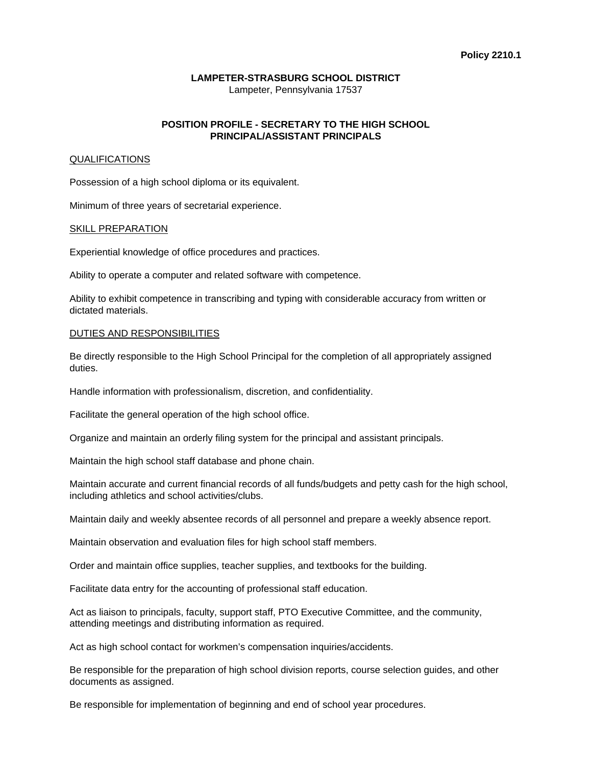**Policy 2210.1**

**LAMPETER-STRASBURG SCHOOL DISTRICT**
Lampeter, Pennsylvania 17537

**POSITION PROFILE - SECRETARY TO THE HIGH SCHOOL PRINCIPAL/ASSISTANT PRINCIPALS**

## QUALIFICATIONS

Possession of a high school diploma or its equivalent.

Minimum of three years of secretarial experience.

## SKILL PREPARATION

Experiential knowledge of office procedures and practices.

Ability to operate a computer and related software with competence.

Ability to exhibit competence in transcribing and typing with considerable accuracy from written or dictated materials.

## DUTIES AND RESPONSIBILITIES

Be directly responsible to the High School Principal for the completion of all appropriately assigned duties.

Handle information with professionalism, discretion, and confidentiality.

Facilitate the general operation of the high school office.

Organize and maintain an orderly filing system for the principal and assistant principals.

Maintain the high school staff database and phone chain.

Maintain accurate and current financial records of all funds/budgets and petty cash for the high school, including athletics and school activities/clubs.

Maintain daily and weekly absentee records of all personnel and prepare a weekly absence report.

Maintain observation and evaluation files for high school staff members.

Order and maintain office supplies, teacher supplies, and textbooks for the building.

Facilitate data entry for the accounting of professional staff education.

Act as liaison to principals, faculty, support staff, PTO Executive Committee, and the community, attending meetings and distributing information as required.

Act as high school contact for workmen's compensation inquiries/accidents.

Be responsible for the preparation of high school division reports, course selection guides, and other documents as assigned.

Be responsible for implementation of beginning and end of school year procedures.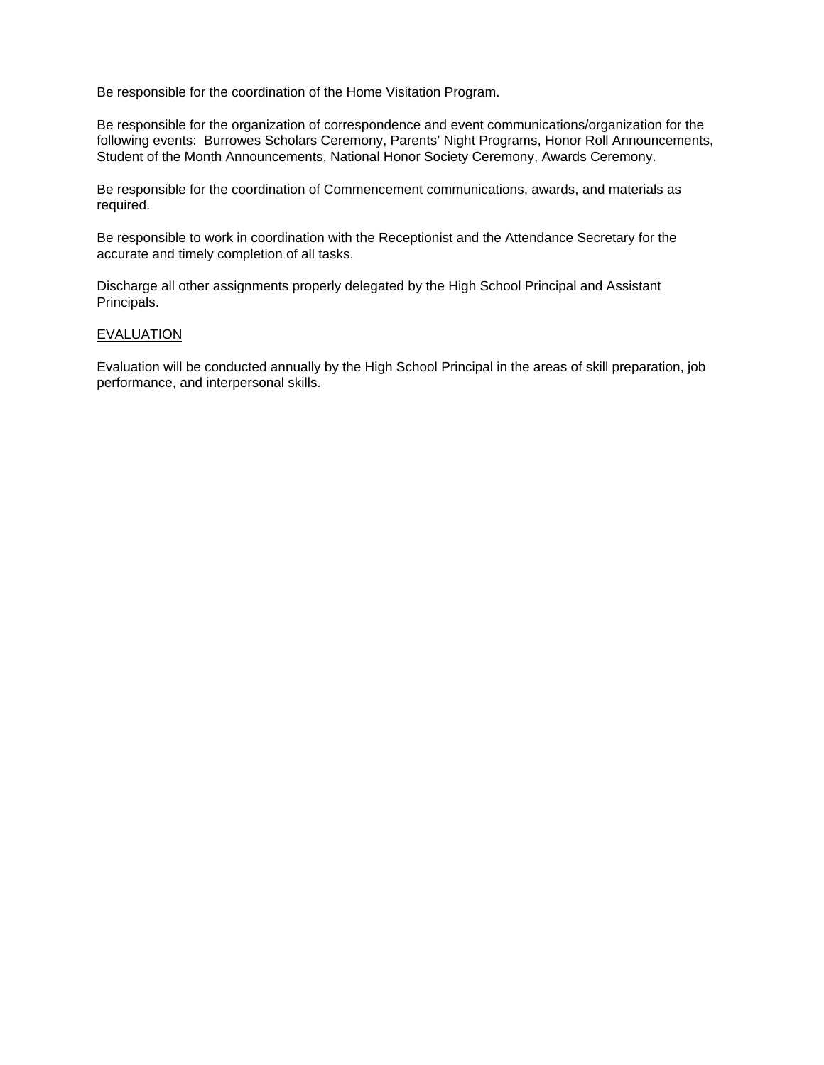Be responsible for the coordination of the Home Visitation Program.

Be responsible for the organization of correspondence and event communications/organization for the following events: Burrowes Scholars Ceremony, Parents' Night Programs, Honor Roll Announcements, Student of the Month Announcements, National Honor Society Ceremony, Awards Ceremony.

Be responsible for the coordination of Commencement communications, awards, and materials as required.

Be responsible to work in coordination with the Receptionist and the Attendance Secretary for the accurate and timely completion of all tasks.

Discharge all other assignments properly delegated by the High School Principal and Assistant Principals.

## EVALUATION

Evaluation will be conducted annually by the High School Principal in the areas of skill preparation, job performance, and interpersonal skills.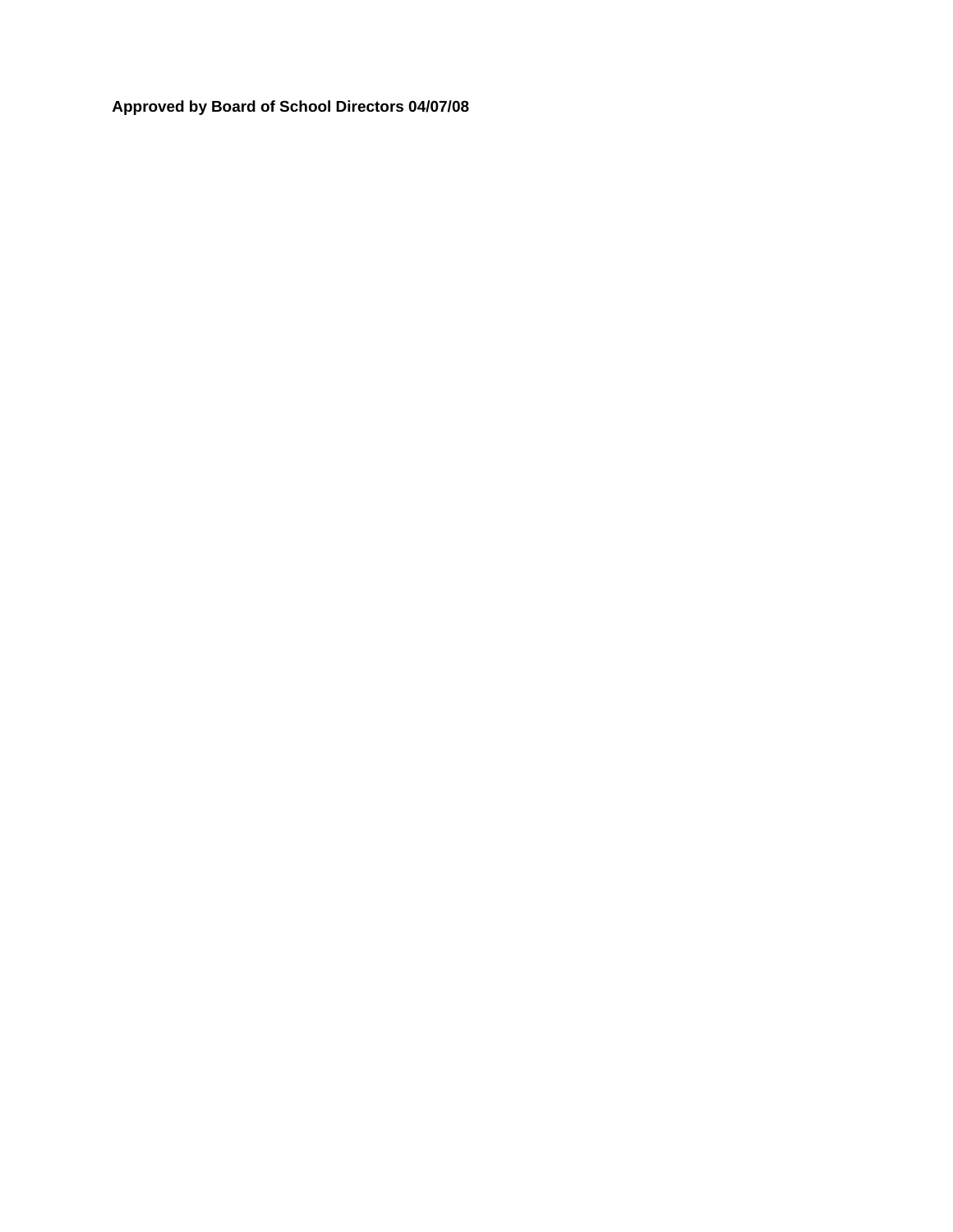**Approved by Board of School Directors 04/07/08**